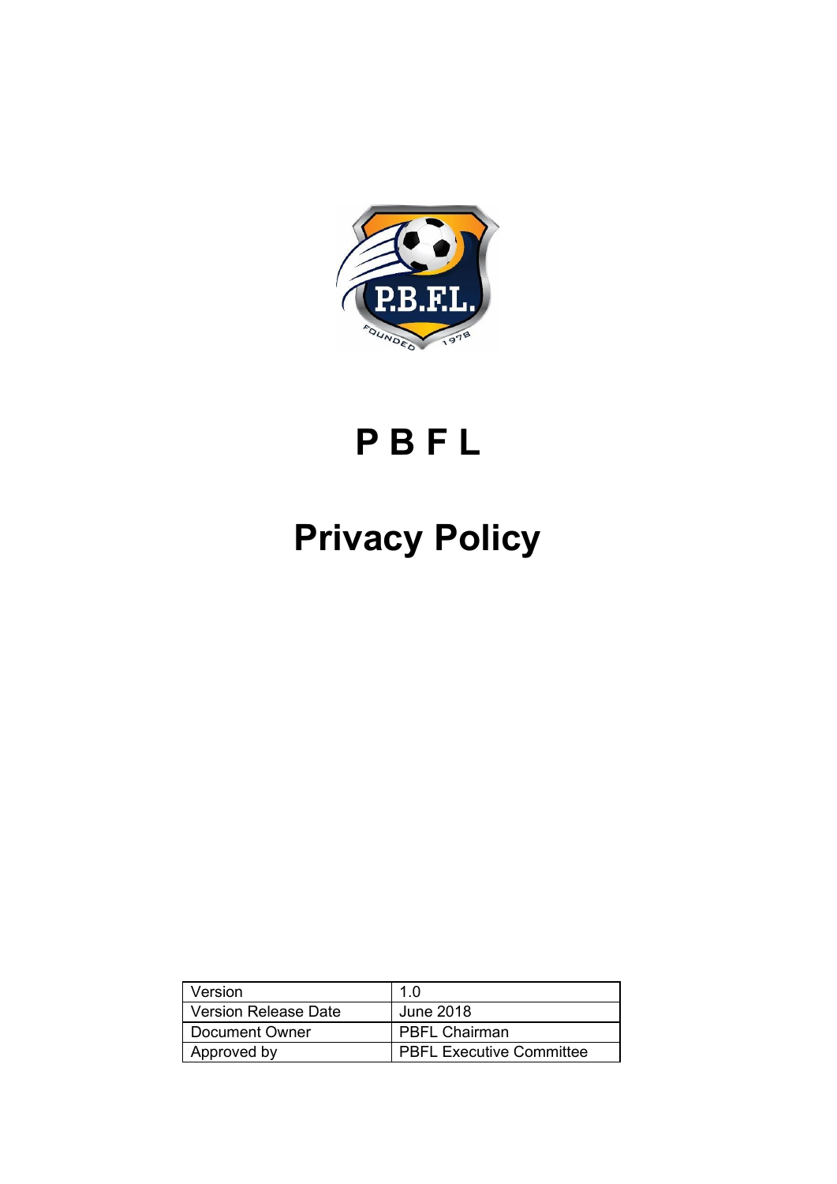# P B F L

# Privacy Policy

| Version | 1.0 |
| --- | --- |
| Version Release Date | June 2018 |
| Document Owner | PBFL Chairman |
| Approved by | PBFL Executive Committee |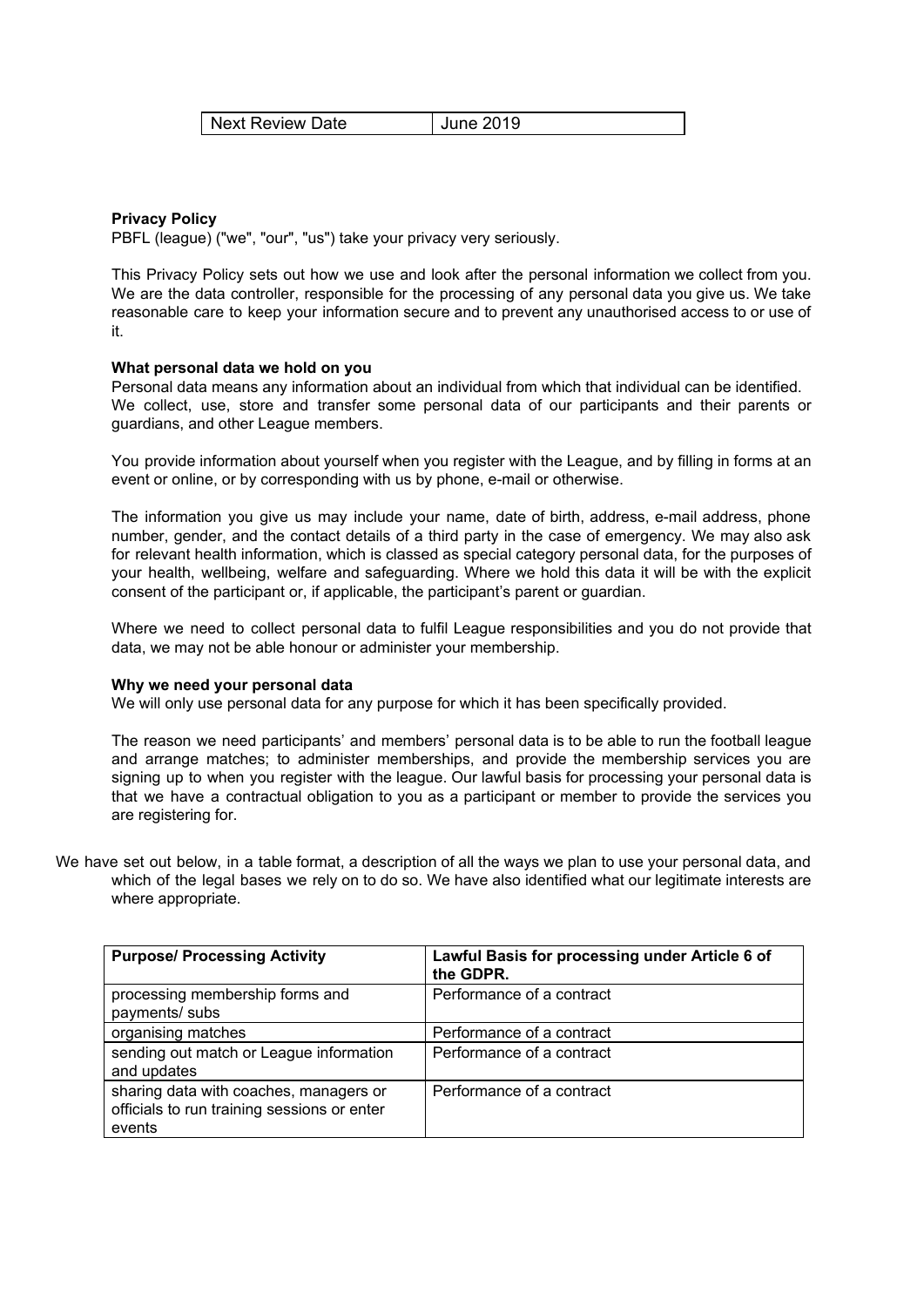| Next Review Date | June 2019 |
|---|---|

**Privacy Policy**

PBFL (league) ("we", "our", "us") take your privacy very seriously.

This Privacy Policy sets out how we use and look after the personal information we collect from you. We are the data controller, responsible for the processing of any personal data you give us. We take reasonable care to keep your information secure and to prevent any unauthorised access to or use of it.

**What personal data we hold on you**

Personal data means any information about an individual from which that individual can be identified. We collect, use, store and transfer some personal data of our participants and their parents or guardians, and other League members.

You provide information about yourself when you register with the League, and by filling in forms at an event or online, or by corresponding with us by phone, e-mail or otherwise.

The information you give us may include your name, date of birth, address, e-mail address, phone number, gender, and the contact details of a third party in the case of emergency. We may also ask for relevant health information, which is classed as special category personal data, for the purposes of your health, wellbeing, welfare and safeguarding. Where we hold this data it will be with the explicit consent of the participant or, if applicable, the participant's parent or guardian.

Where we need to collect personal data to fulfil League responsibilities and you do not provide that data, we may not be able honour or administer your membership.

**Why we need your personal data**

We will only use personal data for any purpose for which it has been specifically provided.

The reason we need participants' and members' personal data is to be able to run the football league and arrange matches; to administer memberships, and provide the membership services you are signing up to when you register with the league. Our lawful basis for processing your personal data is that we have a contractual obligation to you as a participant or member to provide the services you are registering for.

We have set out below, in a table format, a description of all the ways we plan to use your personal data, and which of the legal bases we rely on to do so. We have also identified what our legitimate interests are where appropriate.

| Purpose/ Processing Activity | Lawful Basis for processing under Article 6 of the GDPR. |
|---|---|
| processing membership forms and payments/ subs | Performance of a contract |
| organising matches | Performance of a contract |
| sending out match or League information and updates | Performance of a contract |
| sharing data with coaches, managers or officials to run training sessions or enter events | Performance of a contract |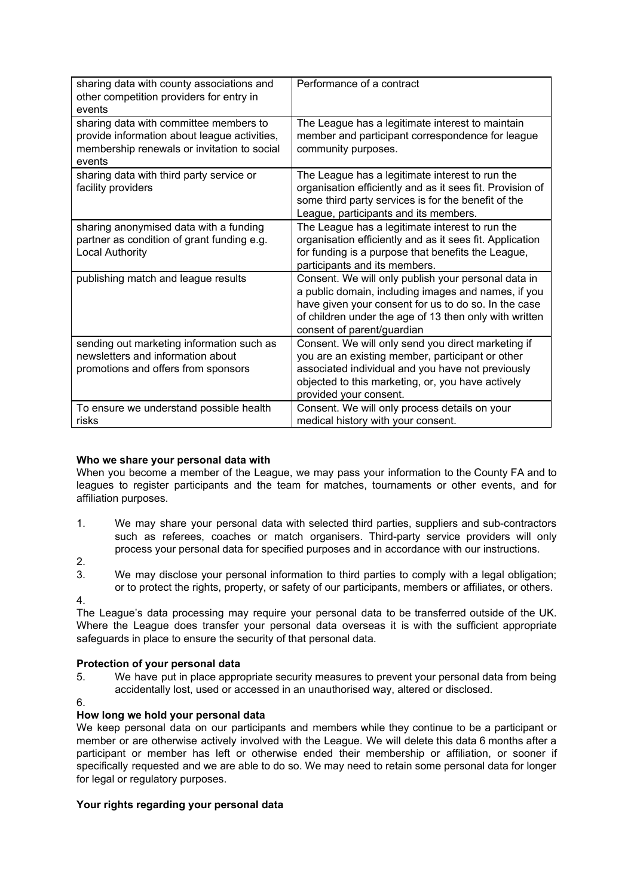| sharing data with county associations and other competition providers for entry in events | Performance of a contract |
|---|---|
| sharing data with committee members to provide information about league activities, membership renewals or invitation to social events | The League has a legitimate interest to maintain member and participant correspondence for league community purposes. |
| sharing data with third party service or facility providers | The League has a legitimate interest to run the organisation efficiently and as it sees fit. Provision of some third party services is for the benefit of the League, participants and its members. |
| sharing anonymised data with a funding partner as condition of grant funding e.g. Local Authority | The League has a legitimate interest to run the organisation efficiently and as it sees fit. Application for funding is a purpose that benefits the League, participants and its members. |
| publishing match and league results | Consent. We will only publish your personal data in a public domain, including images and names, if you have given your consent for us to do so. In the case of children under the age of 13 then only with written consent of parent/guardian |
| sending out marketing information such as newsletters and information about promotions and offers from sponsors | Consent. We will only send you direct marketing if you are an existing member, participant or other associated individual and you have not previously objected to this marketing, or, you have actively provided your consent. |
| To ensure we understand possible health risks | Consent. We will only process details on your medical history with your consent. |

**Who we share your personal data with**

When you become a member of the League, we may pass your information to the County FA and to leagues to register participants and the team for matches, tournaments or other events, and for affiliation purposes.

1. We may share your personal data with selected third parties, suppliers and sub-contractors such as referees, coaches or match organisers. Third-party service providers will only process your personal data for specified purposes and in accordance with our instructions.
2. 
3. We may disclose your personal information to third parties to comply with a legal obligation; or to protect the rights, property, or safety of our participants, members or affiliates, or others.
4. 

The League's data processing may require your personal data to be transferred outside of the UK. Where the League does transfer your personal data overseas it is with the sufficient appropriate safeguards in place to ensure the security of that personal data.

**Protection of your personal data**

5. We have put in place appropriate security measures to prevent your personal data from being accidentally lost, used or accessed in an unauthorised way, altered or disclosed.
6. 

**How long we hold your personal data**

We keep personal data on our participants and members while they continue to be a participant or member or are otherwise actively involved with the League. We will delete this data 6 months after a participant or member has left or otherwise ended their membership or affiliation, or sooner if specifically requested and we are able to do so. We may need to retain some personal data for longer for legal or regulatory purposes.

**Your rights regarding your personal data**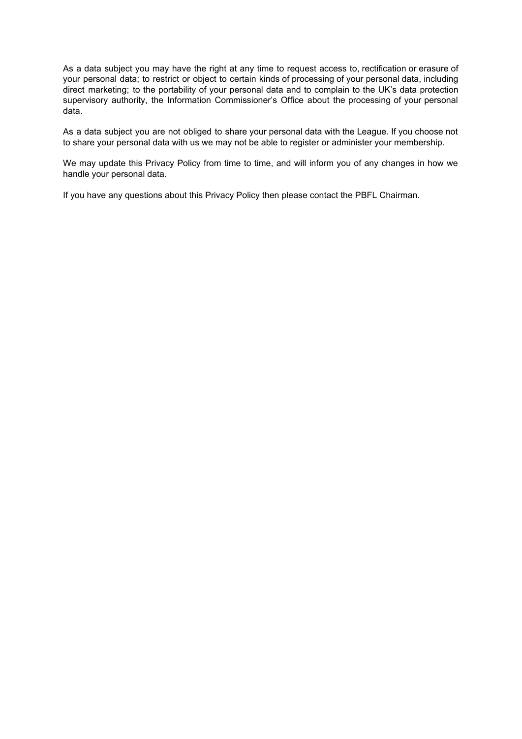As a data subject you may have the right at any time to request access to, rectification or erasure of your personal data; to restrict or object to certain kinds of processing of your personal data, including direct marketing; to the portability of your personal data and to complain to the UK's data protection supervisory authority, the Information Commissioner's Office about the processing of your personal data.

As a data subject you are not obliged to share your personal data with the League. If you choose not to share your personal data with us we may not be able to register or administer your membership.

We may update this Privacy Policy from time to time, and will inform you of any changes in how we handle your personal data.

If you have any questions about this Privacy Policy then please contact the PBFL Chairman.